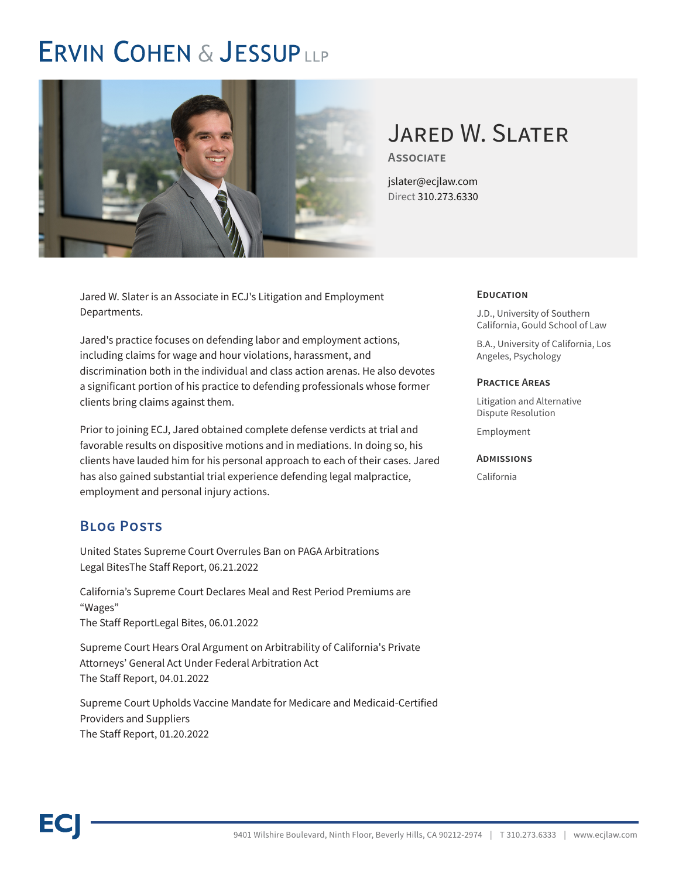# Ervin Cohen & Jessup LLP

## Jared W. Slater

**Associate**

jslater@ecjlaw.com
Direct 310.273.6330

Jared W. Slater is an Associate in ECJ's Litigation and Employment Departments.

Jared's practice focuses on defending labor and employment actions, including claims for wage and hour violations, harassment, and discrimination both in the individual and class action arenas. He also devotes a significant portion of his practice to defending professionals whose former clients bring claims against them.

Prior to joining ECJ, Jared obtained complete defense verdicts at trial and favorable results on dispositive motions and in mediations. In doing so, his clients have lauded him for his personal approach to each of their cases. Jared has also gained substantial trial experience defending legal malpractice, employment and personal injury actions.

### Blog Posts

United States Supreme Court Overrules Ban on PAGA Arbitrations
Legal BitesThe Staff Report, 06.21.2022

California's Supreme Court Declares Meal and Rest Period Premiums are "Wages"
The Staff ReportLegal Bites, 06.01.2022

Supreme Court Hears Oral Argument on Arbitrability of California's Private Attorneys' General Act Under Federal Arbitration Act
The Staff Report, 04.01.2022

Supreme Court Upholds Vaccine Mandate for Medicare and Medicaid-Certified Providers and Suppliers
The Staff Report, 01.20.2022

### Education

J.D., University of Southern California, Gould School of Law

B.A., University of California, Los Angeles, Psychology

### Practice Areas

Litigation and Alternative Dispute Resolution

Employment

### Admissions

California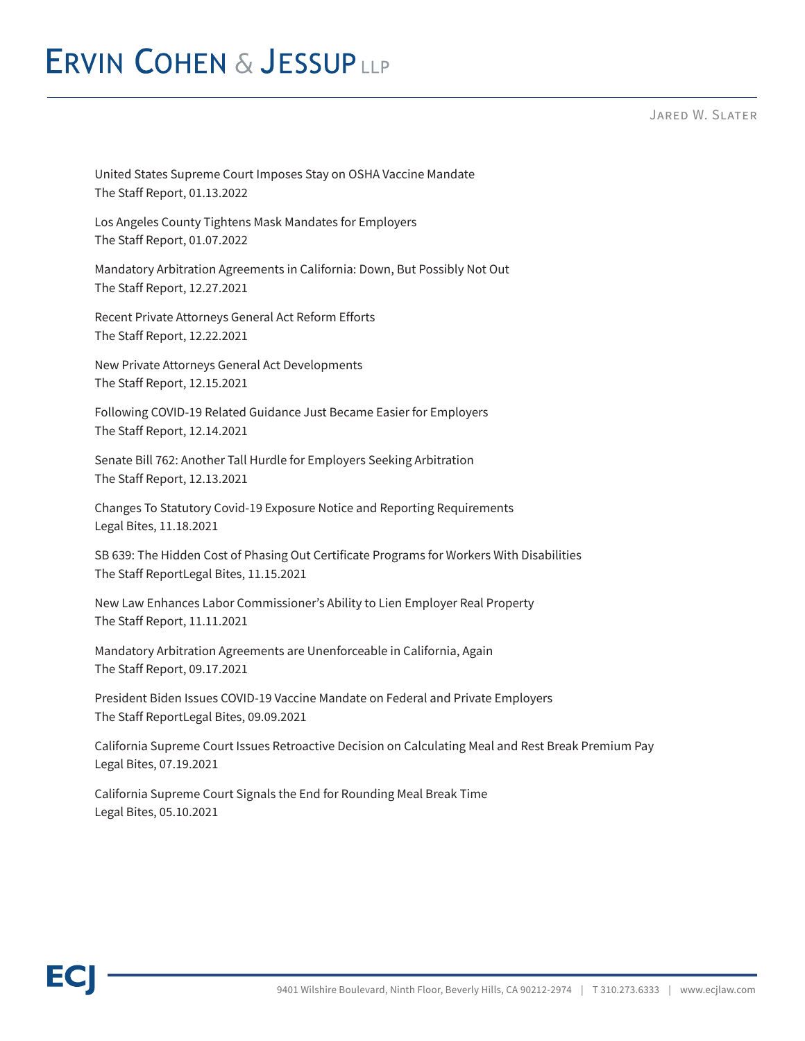United States Supreme Court Imposes Stay on OSHA Vaccine Mandate
The Staff Report, 01.13.2022

Los Angeles County Tightens Mask Mandates for Employers
The Staff Report, 01.07.2022

Mandatory Arbitration Agreements in California: Down, But Possibly Not Out
The Staff Report, 12.27.2021

Recent Private Attorneys General Act Reform Efforts
The Staff Report, 12.22.2021

New Private Attorneys General Act Developments
The Staff Report, 12.15.2021

Following COVID-19 Related Guidance Just Became Easier for Employers
The Staff Report, 12.14.2021

Senate Bill 762: Another Tall Hurdle for Employers Seeking Arbitration
The Staff Report, 12.13.2021

Changes To Statutory Covid-19 Exposure Notice and Reporting Requirements
Legal Bites, 11.18.2021

SB 639: The Hidden Cost of Phasing Out Certificate Programs for Workers With Disabilities
The Staff ReportLegal Bites, 11.15.2021

New Law Enhances Labor Commissioner's Ability to Lien Employer Real Property
The Staff Report, 11.11.2021

Mandatory Arbitration Agreements are Unenforceable in California, Again
The Staff Report, 09.17.2021

President Biden Issues COVID-19 Vaccine Mandate on Federal and Private Employers
The Staff ReportLegal Bites, 09.09.2021

California Supreme Court Issues Retroactive Decision on Calculating Meal and Rest Break Premium Pay
Legal Bites, 07.19.2021

California Supreme Court Signals the End for Rounding Meal Break Time
Legal Bites, 05.10.2021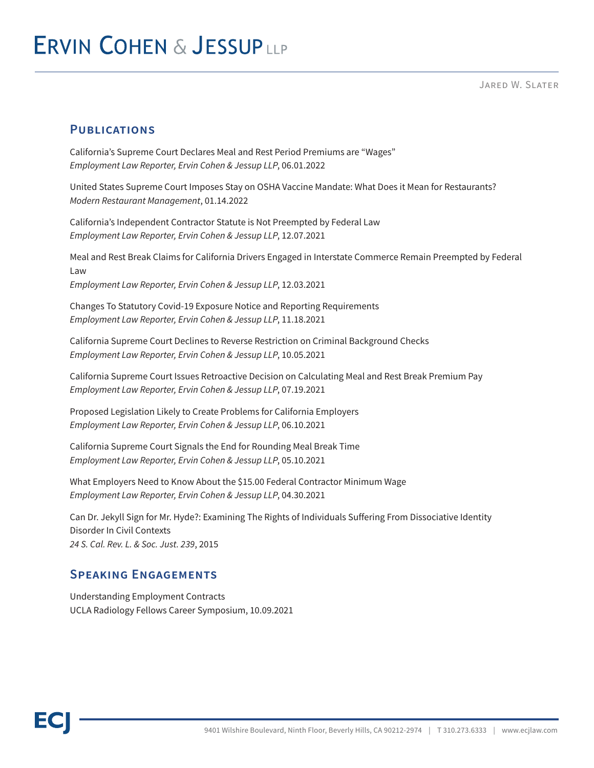## Publications

California's Supreme Court Declares Meal and Rest Period Premiums are "Wages"
*Employment Law Reporter, Ervin Cohen & Jessup LLP*, 06.01.2022

United States Supreme Court Imposes Stay on OSHA Vaccine Mandate: What Does it Mean for Restaurants?
*Modern Restaurant Management*, 01.14.2022

California's Independent Contractor Statute is Not Preempted by Federal Law
*Employment Law Reporter, Ervin Cohen & Jessup LLP*, 12.07.2021

Meal and Rest Break Claims for California Drivers Engaged in Interstate Commerce Remain Preempted by Federal Law
*Employment Law Reporter, Ervin Cohen & Jessup LLP*, 12.03.2021

Changes To Statutory Covid-19 Exposure Notice and Reporting Requirements
*Employment Law Reporter, Ervin Cohen & Jessup LLP*, 11.18.2021

California Supreme Court Declines to Reverse Restriction on Criminal Background Checks
*Employment Law Reporter, Ervin Cohen & Jessup LLP*, 10.05.2021

California Supreme Court Issues Retroactive Decision on Calculating Meal and Rest Break Premium Pay
*Employment Law Reporter, Ervin Cohen & Jessup LLP*, 07.19.2021

Proposed Legislation Likely to Create Problems for California Employers
*Employment Law Reporter, Ervin Cohen & Jessup LLP*, 06.10.2021

California Supreme Court Signals the End for Rounding Meal Break Time
*Employment Law Reporter, Ervin Cohen & Jessup LLP*, 05.10.2021

What Employers Need to Know About the $15.00 Federal Contractor Minimum Wage
*Employment Law Reporter, Ervin Cohen & Jessup LLP*, 04.30.2021

Can Dr. Jekyll Sign for Mr. Hyde?: Examining The Rights of Individuals Suffering From Dissociative Identity Disorder In Civil Contexts
*24 S. Cal. Rev. L. & Soc. Just. 239*, 2015

## Speaking Engagements

Understanding Employment Contracts
UCLA Radiology Fellows Career Symposium, 10.09.2021